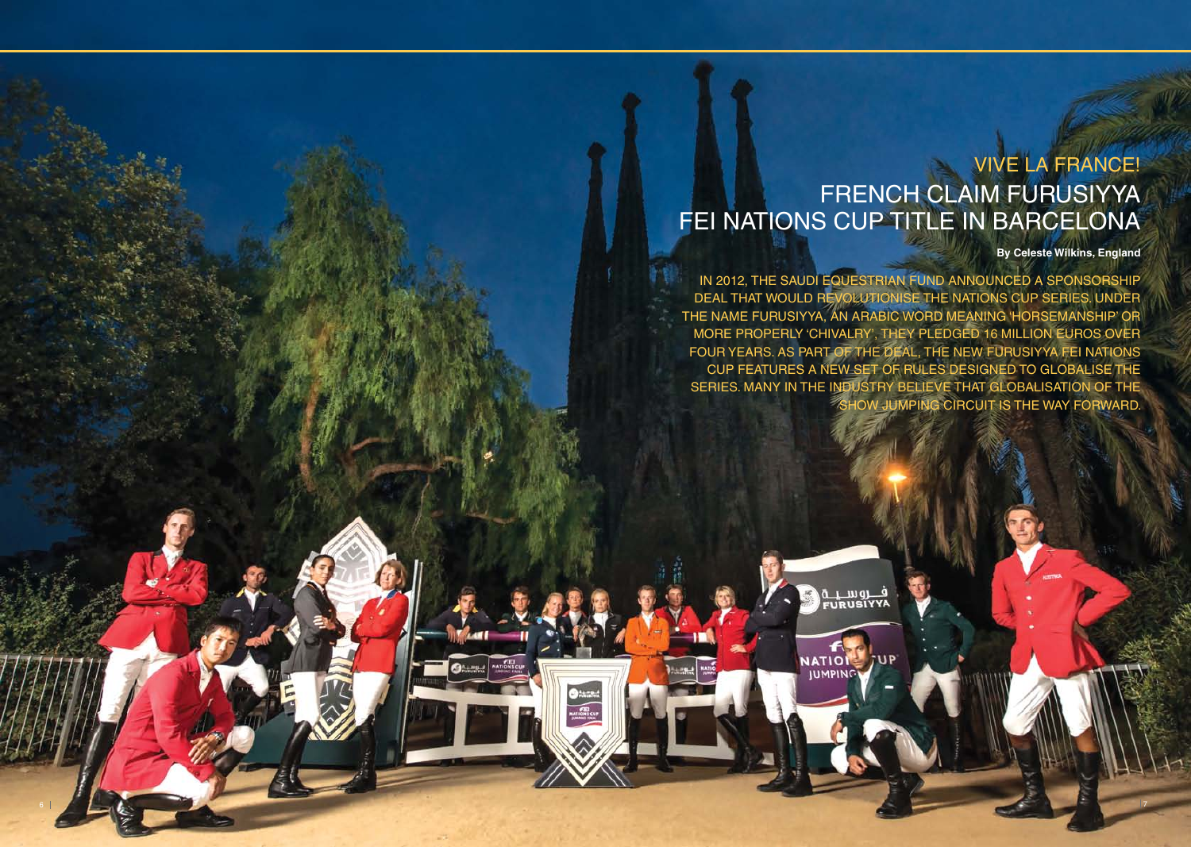# VIVE LA FRANCE!
# FRENCH CLAIM FURUSIYYA FEI NATIONS CUP TITLE IN BARCELONA

**By Celeste Wilkins, England**

IN 2012, THE SAUDI EQUESTRIAN FUND ANNOUNCED A SPONSORSHIP DEAL THAT WOULD REVOLUTIONISE THE NATIONS CUP SERIES. UNDER THE NAME FURUSIYYA, AN ARABIC WORD MEANING 'HORSEMANSHIP' OR MORE PROPERLY 'CHIVALRY', THEY PLEDGED 16 MILLION EUROS OVER FOUR YEARS. AS PART OF THE DEAL, THE NEW FURUSIYYA FEI NATIONS CUP FEATURES A NEW SET OF RULES DESIGNED TO GLOBALISE THE SERIES. MANY IN THE INDUSTRY BELIEVE THAT GLOBALISATION OF THE SHOW JUMPING CIRCUIT IS THE WAY FORWARD.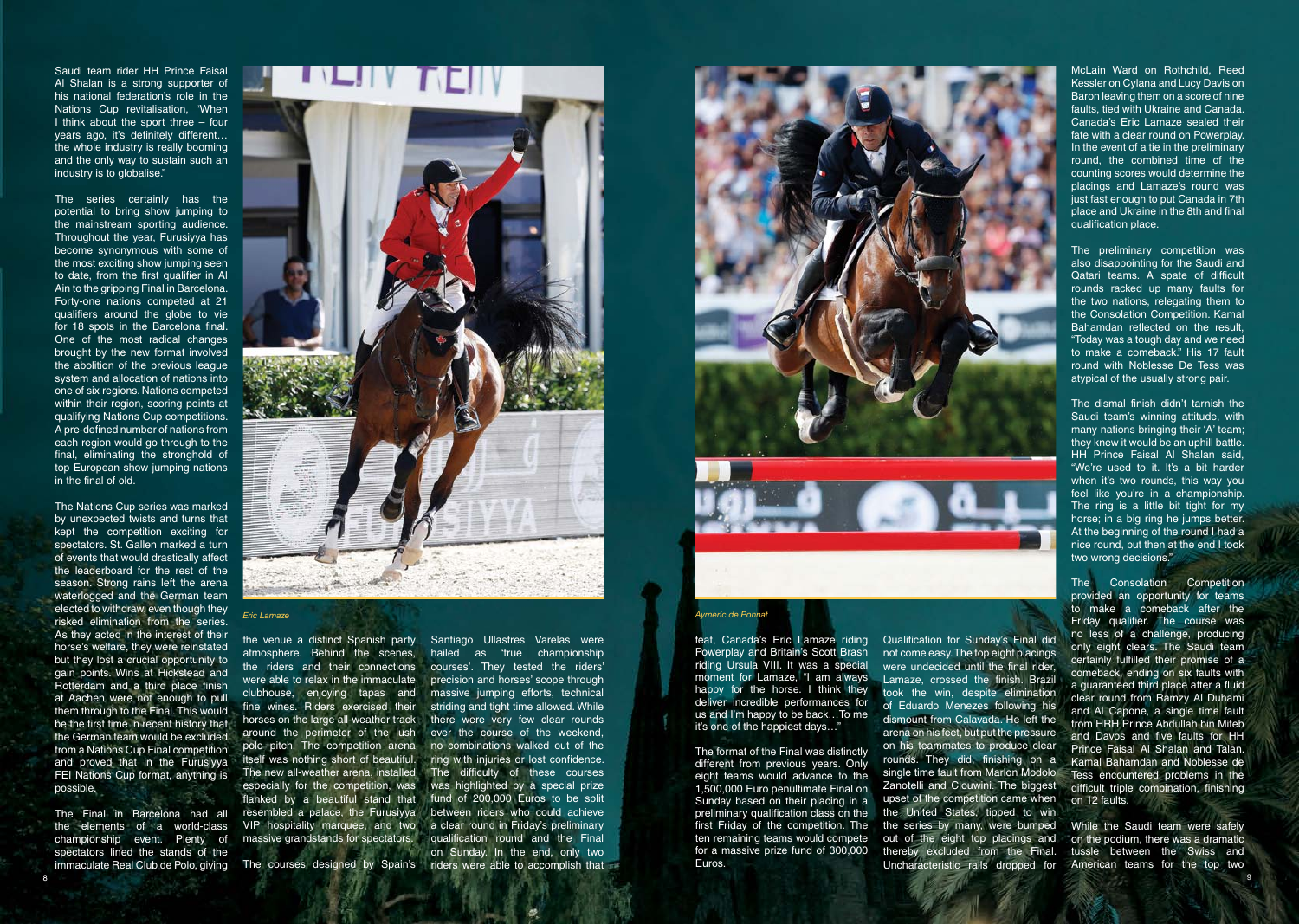Saudi team rider HH Prince Faisal Al Shalan is a strong supporter of his national federation's role in the Nations Cup revitalisation, "When I think about the sport three – four years ago, it's definitely different… the whole industry is really booming and the only way to sustain such an industry is to globalise."

The series certainly has the potential to bring show jumping to the mainstream sporting audience. Throughout the year, Furusiyya has become synonymous with some of the most exciting show jumping seen to date, from the first qualifier in Al Ain to the gripping Final in Barcelona. Forty-one nations competed at 21 qualifiers around the globe to vie for 18 spots in the Barcelona final. One of the most radical changes brought by the new format involved the abolition of the previous league system and allocation of nations into one of six regions. Nations competed within their region, scoring points at qualifying Nations Cup competitions. A pre-defined number of nations from each region would go through to the final, eliminating the stronghold of top European show jumping nations in the final of old.

The Nations Cup series was marked by unexpected twists and turns that kept the competition exciting for spectators. St. Gallen marked a turn of events that would drastically affect the leaderboard for the rest of the season. Strong rains left the arena waterlogged and the German team elected to withdraw, even though they risked elimination from the series. As they acted in the interest of their horse's welfare, they were reinstated but they lost a crucial opportunity to gain points. Wins at Hickstead and Rotterdam and a third place finish at Aachen were not enough to pull them through to the Final. This would be the first time in recent history that the German team would be excluded from a Nations Cup Final competition and proved that in the Furusiyya FEI Nations Cup format, anything is possible.

The Final in Barcelona had all the elements of a world-class championship event. Plenty of spectators lined the stands of the immaculate Real Club de Polo, giving the venue a distinct Spanish party atmosphere. Behind the scenes, the riders and their connections were able to relax in the immaculate clubhouse, enjoying tapas and fine wines. Riders exercised their horses on the large all-weather track around the perimeter of the lush polo pitch. The competition arena itself was nothing short of beautiful. The new all-weather arena, installed especially for the competition, was flanked by a beautiful stand that resembled a palace, the Furusiyya VIP hospitality marquee, and two massive grandstands for spectators.

*Eric Lamaze*

The courses designed by Spain's Santiago Ullastres Varelas were hailed as 'true championship courses'. They tested the riders' precision and horses' scope through massive jumping efforts, technical striding and tight time allowed. While there were very few clear rounds over the course of the weekend, no combinations walked out of the ring with injuries or lost confidence. The difficulty of these courses was highlighted by a special prize fund of 200,000 Euros to be split between riders who could achieve a clear round in Friday's preliminary qualification round and the Final on Sunday. In the end, only two riders were able to accomplish that feat, Canada's Eric Lamaze riding Powerplay and Britain's Scott Brash riding Ursula VIII. It was a special moment for Lamaze, "I am always happy for the horse. I think they deliver incredible performances for us and I'm happy to be back…To me it's one of the happiest days…"

*Aymeric de Ponnat*

The format of the Final was distinctly different from previous years. Only eight teams would advance to the 1,500,000 Euro penultimate Final on Sunday based on their placing in a preliminary qualification class on the first Friday of the competition. The ten remaining teams would compete for a massive prize fund of 300,000 Euros.

Qualification for Sunday's Final did not come easy. The top eight placings were undecided until the final rider, Lamaze, crossed the finish. Brazil took the win, despite elimination of Eduardo Menezes following his dismount from Calavada. He left the arena on his feet, but put the pressure on his teammates to produce clear rounds. They did, finishing on a single time fault from Marlon Modolo Zanotelli and Clouwini. The biggest upset of the competition came when the United States, tipped to win the series by many, were bumped out of the eight top placings and thereby excluded from the Final. Uncharacteristic rails dropped for McLain Ward on Rothchild, Reed Kessler on Cylana and Lucy Davis on Baron leaving them on a score of nine faults, tied with Ukraine and Canada. Canada's Eric Lamaze sealed their fate with a clear round on Powerplay. In the event of a tie in the preliminary round, the combined time of the counting scores would determine the placings and Lamaze's round was just fast enough to put Canada in 7th place and Ukraine in the 8th and final qualification place.

The preliminary competition was also disappointing for the Saudi and Qatari teams. A spate of difficult rounds racked up many faults for the two nations, relegating them to the Consolation Competition. Kamal Bahamdan reflected on the result, "Today was a tough day and we need to make a comeback." His 17 fault round with Noblesse De Tess was atypical of the usually strong pair.

The dismal finish didn't tarnish the Saudi team's winning attitude, with many nations bringing their 'A' team; they knew it would be an uphill battle. HH Prince Faisal Al Shalan said, "We're used to it. It's a bit harder when it's two rounds, this way you feel like you're in a championship. The ring is a little bit tight for my horse; in a big ring he jumps better. At the beginning of the round I had a nice round, but then at the end I took two wrong decisions."

The Consolation Competition provided an opportunity for teams to make a comeback after the Friday qualifier. The course was no less of a challenge, producing only eight clears. The Saudi team certainly fulfilled their promise of a comeback, ending on six faults with a guaranteed third place after a fluid clear round from Ramzy Al Duhami and Al Capone, a single time fault from HRH Prince Abdullah bin Miteb and Davos and five faults for HH Prince Faisal Al Shalan and Talan. Kamal Bahamdan and Noblesse de Tess encountered problems in the difficult triple combination, finishing on 12 faults.

While the Saudi team were safely on the podium, there was a dramatic tussle between the Swiss and American teams for the top two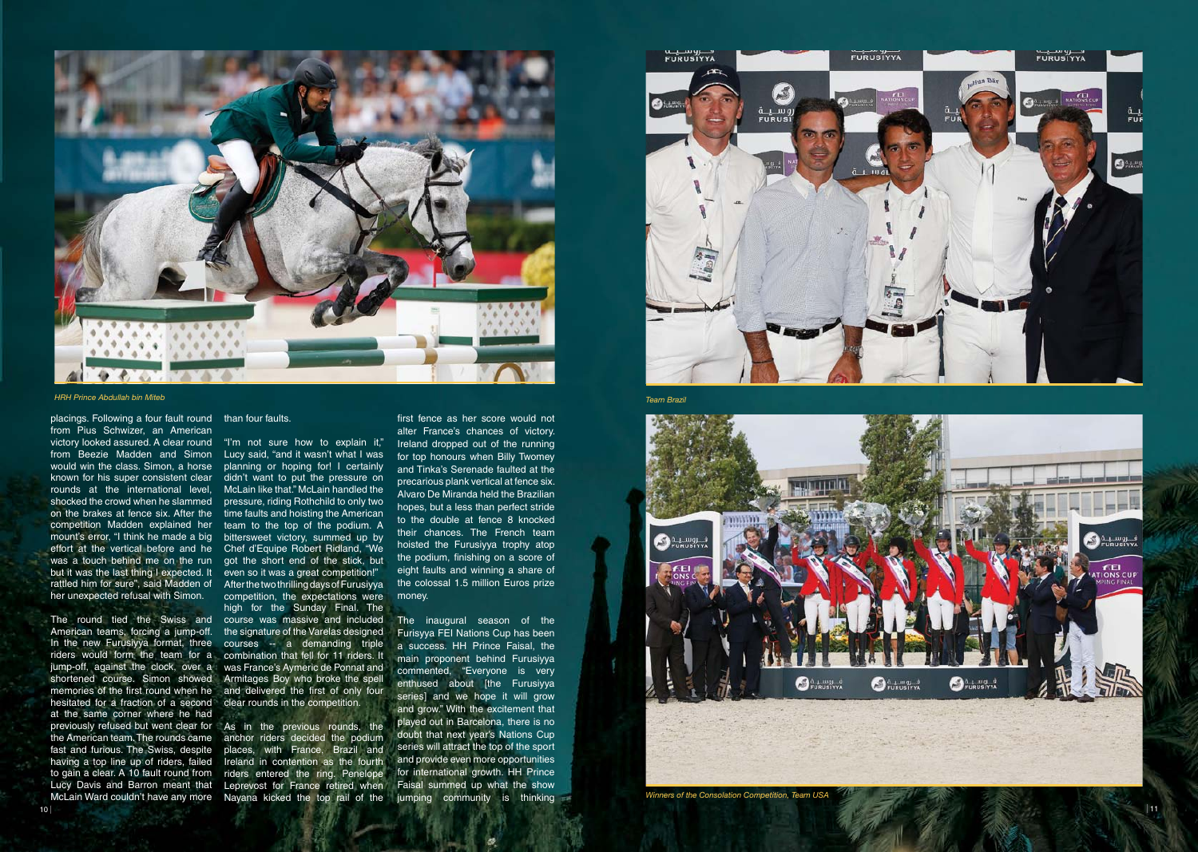*HRH Prince Abdullah bin Miteb*

placings. Following a four fault round from Pius Schwizer, an American victory looked assured. A clear round from Beezie Madden and Simon would win the class. Simon, a horse known for his super consistent clear rounds at the international level, shocked the crowd when he slammed on the brakes at fence six. After the competition Madden explained her mount's error, "I think he made a big effort at the vertical before and he was a touch behind me on the run but it was the last thing I expected. It rattled him for sure", said Madden of her unexpected refusal with Simon.

The round tied the Swiss and American teams, forcing a jump-off. In the new Furusiyya format, three riders would form the team for a jump-off, against the clock, over a shortened course. Simon showed memories of the first round when he hesitated for a fraction of a second at the same corner where he had previously refused but went clear for the American team. The rounds came fast and furious. The Swiss, despite having a top line up of riders, failed to gain a clear. A 10 fault round from Lucy Davis and Barron meant that McLain Ward couldn't have any more than four faults.

"I'm not sure how to explain it," Lucy said, "and it wasn't what I was planning or hoping for! I certainly didn't want to put the pressure on McLain like that." McLain handled the pressure, riding Rothchild to only two time faults and hoisting the American team to the top of the podium. A bittersweet victory, summed up by Chef d'Equipe Robert Ridland, "We got the short end of the stick, but even so it was a great competition!"

After the two thrilling days of Furusiyya competition, the expectations were high for the Sunday Final. The course was massive and included the signature of the Varelas designed courses -- a demanding triple combination that fell for 11 riders. It was France's Aymeric de Ponnat and Armitages Boy who broke the spell and delivered the first of only four clear rounds in the competition.

As in the previous rounds, the anchor riders decided the podium places, with France, Brazil and Ireland in contention as the fourth riders entered the ring. Penelope Leprevost for France retired when Nayana kicked the top rail of the first fence as her score would not alter France's chances of victory. Ireland dropped out of the running for top honours when Billy Twomey and Tinka's Serenade faulted at the precarious plank vertical at fence six. Alvaro De Miranda held the Brazilian hopes, but a less than perfect stride to the double at fence 8 knocked their chances. The French team hoisted the Furusiyya trophy atop the podium, finishing on a score of eight faults and winning a share of the colossal 1.5 million Euros prize money.

The inaugural season of the Furisyya FEI Nations Cup has been a success. HH Prince Faisal, the main proponent behind Furusiyya commented, "Everyone is very enthused about [the Furusiyya series] and we hope it will grow and grow." With the excitement that played out in Barcelona, there is no doubt that next year's Nations Cup series will attract the top of the sport and provide even more opportunities for international growth. HH Prince Faisal summed up what the show jumping community is thinking

*Team Brazil*

*Winners of the Consolation Competition, Team USA*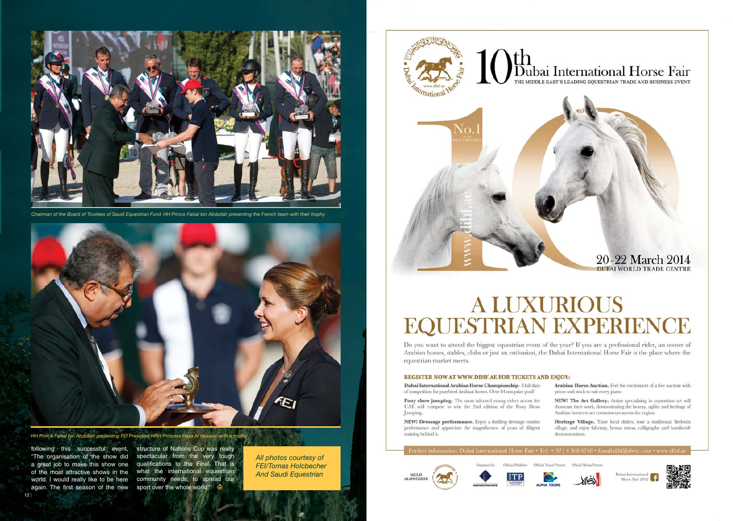*Chairman of the Board of Trustees of Saudi Equestrian Fund HH Prince Faisal bin Abdullah presenting the French team with their trophy*

*HH Prince Faisal bin Abdullah presenting FEI President HRH Princess Haya Al Hussein with a trophy*

following this successful event, "The organisation of the show did a great job to make this show one of the most attractive shows in the world. I would really like to be here again. The first season of the new structure of Nations Cup was really spectacular from the very tough qualifications to the Final. That is what the international equestrian community needs; to spread our sport over the whole world."

*All photos courtesy of FEI/Tomas Holcbecher And Saudi Equestrian*

# 10th Dubai International Horse Fair

THE MIDDLE EAST'S LEADING EQUESTRIAN TRADE AND BUSINESS EVENT

No.1 IN THE MENA REGION

www.dihf.ae

20-22 March 2014
DUBAI WORLD TRADE CENTRE

## A LUXURIOUS EQUESTRIAN EXPERIENCE

Do you want to attend the biggest equestrian event of the year? If you are a professional rider, an owner of Arabian horses, stables, clubs or just an enthusiast, the Dubai International Horse Fair is the place where the equestrian market meets.

### REGISTER NOW AT WWW.DIHF.AE FOR TICKETS AND ENJOY:

**Dubai International Arabian Horse Championship** - 3 full days of competition for purebred Arabian horses. Over $4 mn prize pool!

**Pony show jumping.** The most talented young riders across the UAE will compete to win the 2nd edition of the Pony Show Jumping.

**NEW! Dressage performance.** Enjoy a thrilling dressage routine performance and appreciate the magnificence of years of diligent training behind it.

**Arabian Horse Auction.** Feel the excitement of a live auction with prices and stock to suit every purse.

**NEW! The Art Gallery.** Artists specialising in equestrian art will showcase their work, demonstrating the beauty, agility and heritage of Arabian horses to art connoisseurs across the region.

**Heritage Village.** Taste local dishes, tour a traditional Bedouin village, and enjoy falconry, henna tattoo, calligraphy and handicraft demonstrations.

Further information: Dubai International Horse Fair • Tel: + 971 4 308 6748 • Email:dihf@dwtc.com • www.dihf.ae

HELD ALONGSIDE | Organised by | Official Publisher | Official Travel Partner | Official Media Partner | Dubai International Horse Fair 2012